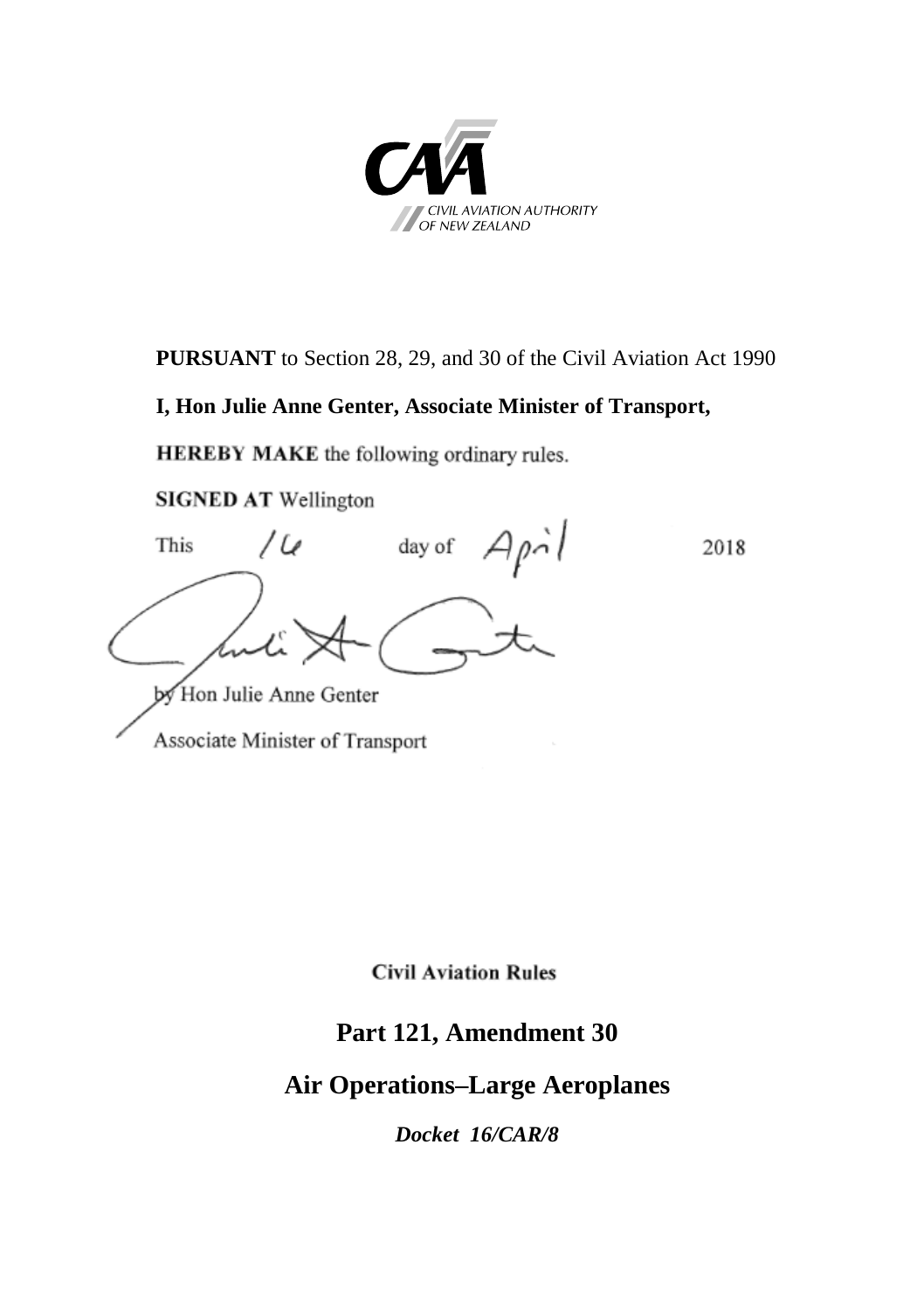CIVIL AVIATION AUTHORITY
OF NEW ZEALAND

**PURSUANT** to Section 28, 29, and 30 of the Civil Aviation Act 1990

**I, Hon Julie Anne Genter, Associate Minister of Transport,**

**HEREBY MAKE** the following ordinary rules.

**SIGNED AT** Wellington

This 16 day of April 2018

by Hon Julie Anne Genter

Associate Minister of Transport

**Civil Aviation Rules**

# Part 121, Amendment 30

# Air Operations–Large Aeroplanes

***Docket 16/CAR/8***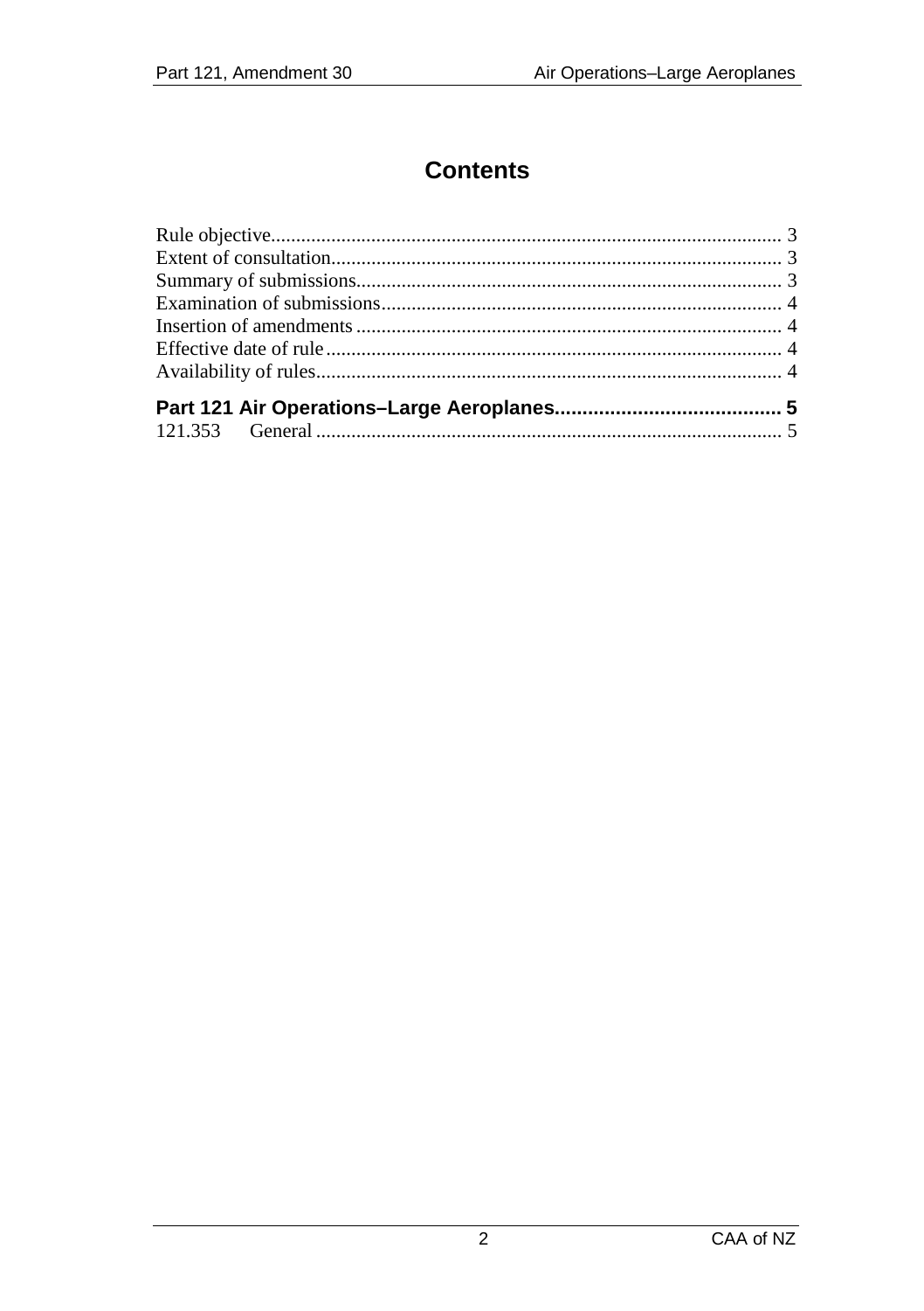# Contents

Rule objective.................................................................................................... 3
Extent of consultation......................................................................................... 3
Summary of submissions.................................................................................... 3
Examination of submissions............................................................................... 4
Insertion of amendments .................................................................................... 4
Effective date of rule .......................................................................................... 4
Availability of rules............................................................................................ 4

**Part 121 Air Operations–Large Aeroplanes......................................... 5**
121.353 General ............................................................................................ 5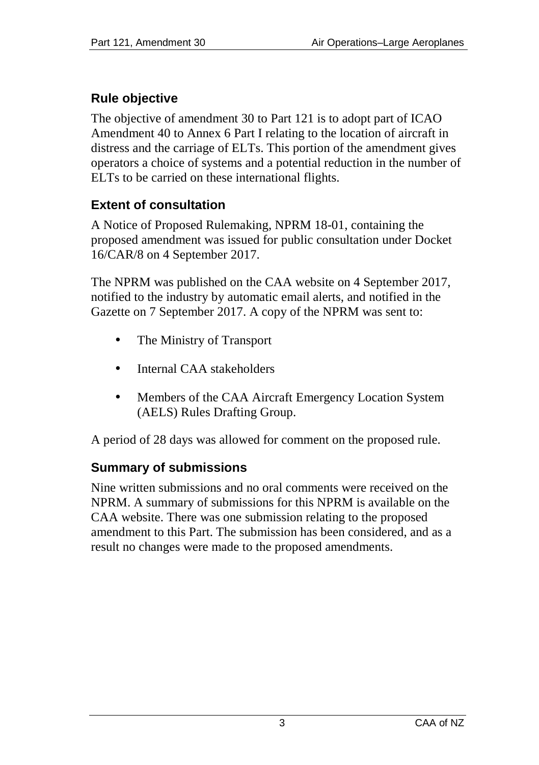## Rule objective

The objective of amendment 30 to Part 121 is to adopt part of ICAO Amendment 40 to Annex 6 Part I relating to the location of aircraft in distress and the carriage of ELTs. This portion of the amendment gives operators a choice of systems and a potential reduction in the number of ELTs to be carried on these international flights.

## Extent of consultation

A Notice of Proposed Rulemaking, NPRM 18-01, containing the proposed amendment was issued for public consultation under Docket 16/CAR/8 on 4 September 2017.

The NPRM was published on the CAA website on 4 September 2017, notified to the industry by automatic email alerts, and notified in the Gazette on 7 September 2017. A copy of the NPRM was sent to:

- The Ministry of Transport
- Internal CAA stakeholders
- Members of the CAA Aircraft Emergency Location System (AELS) Rules Drafting Group.

A period of 28 days was allowed for comment on the proposed rule.

## Summary of submissions

Nine written submissions and no oral comments were received on the NPRM. A summary of submissions for this NPRM is available on the CAA website. There was one submission relating to the proposed amendment to this Part. The submission has been considered, and as a result no changes were made to the proposed amendments.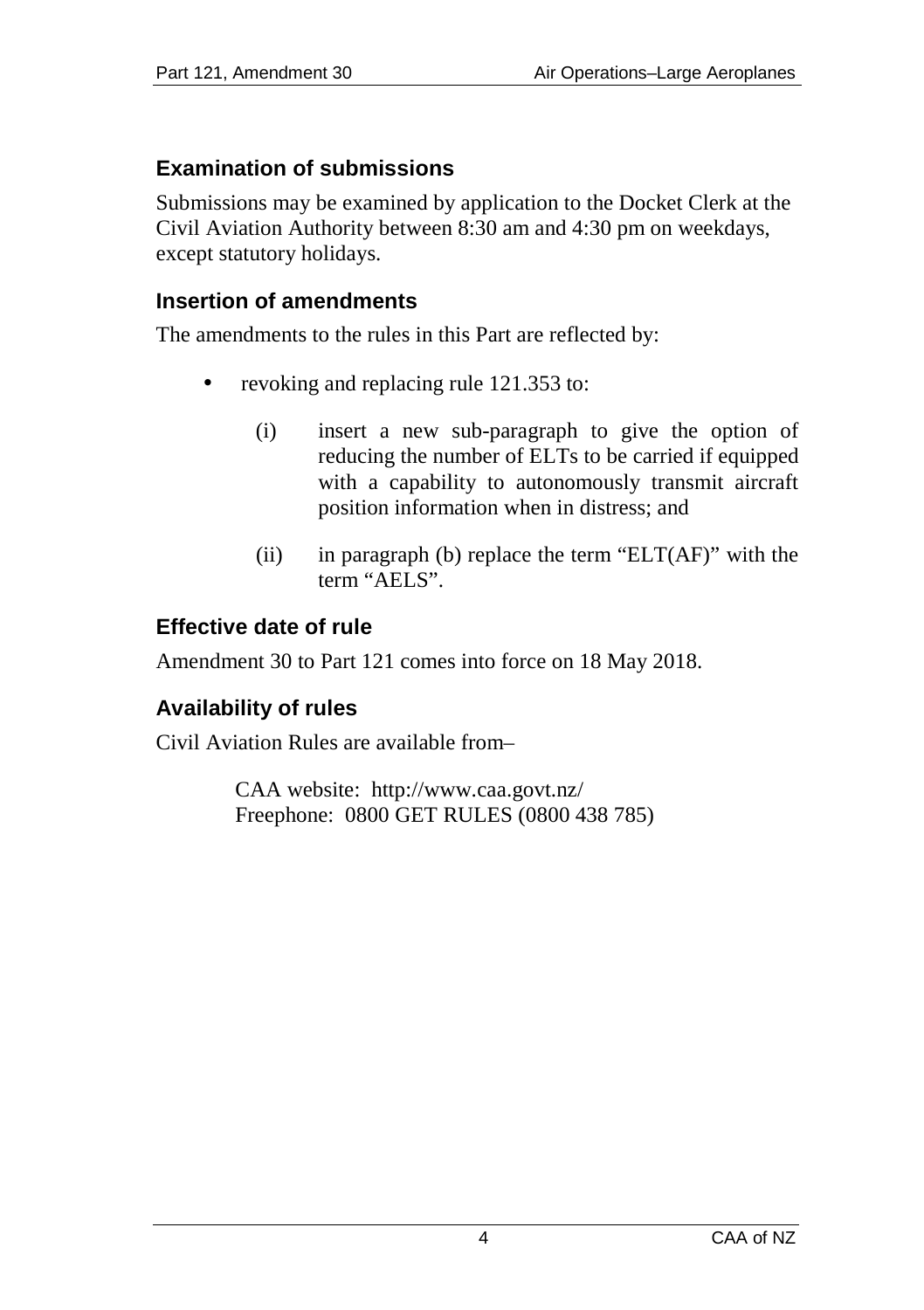## Examination of submissions

Submissions may be examined by application to the Docket Clerk at the Civil Aviation Authority between 8:30 am and 4:30 pm on weekdays, except statutory holidays.

## Insertion of amendments

The amendments to the rules in this Part are reflected by:

- revoking and replacing rule 121.353 to:

  (i) insert a new sub-paragraph to give the option of reducing the number of ELTs to be carried if equipped with a capability to autonomously transmit aircraft position information when in distress; and

  (ii) in paragraph (b) replace the term "ELT(AF)" with the term "AELS".

## Effective date of rule

Amendment 30 to Part 121 comes into force on 18 May 2018.

## Availability of rules

Civil Aviation Rules are available from–

> CAA website: http://www.caa.govt.nz/
> Freephone: 0800 GET RULES (0800 438 785)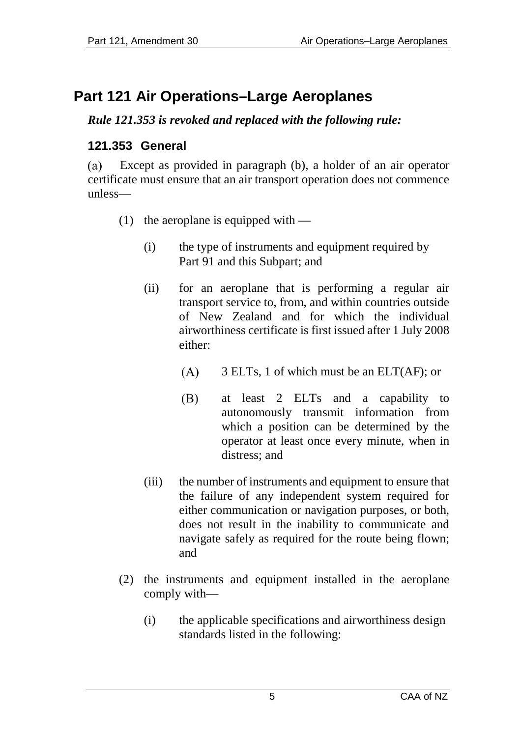# Part 121 Air Operations–Large Aeroplanes

***Rule 121.353 is revoked and replaced with the following rule:***

### 121.353 General

(a) Except as provided in paragraph (b), a holder of an air operator certificate must ensure that an air transport operation does not commence unless—

(1) the aeroplane is equipped with —

(i) the type of instruments and equipment required by Part 91 and this Subpart; and

(ii) for an aeroplane that is performing a regular air transport service to, from, and within countries outside of New Zealand and for which the individual airworthiness certificate is first issued after 1 July 2008 either:

(A) 3 ELTs, 1 of which must be an ELT(AF); or

(B) at least 2 ELTs and a capability to autonomously transmit information from which a position can be determined by the operator at least once every minute, when in distress; and

(iii) the number of instruments and equipment to ensure that the failure of any independent system required for either communication or navigation purposes, or both, does not result in the inability to communicate and navigate safely as required for the route being flown; and

(2) the instruments and equipment installed in the aeroplane comply with—

(i) the applicable specifications and airworthiness design standards listed in the following: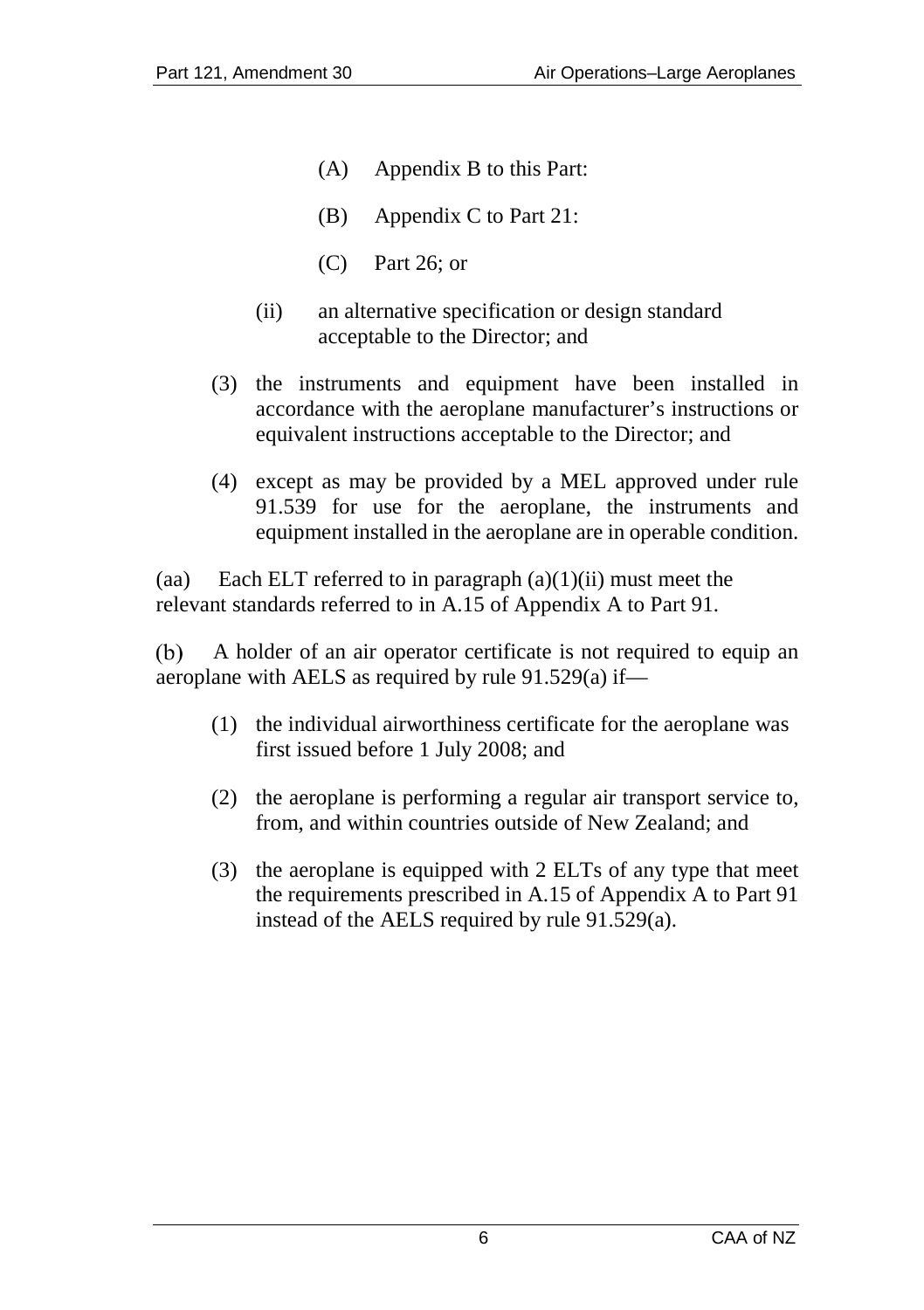(A) Appendix B to this Part:

(B) Appendix C to Part 21:

(C) Part 26; or

(ii) an alternative specification or design standard acceptable to the Director; and

(3) the instruments and equipment have been installed in accordance with the aeroplane manufacturer's instructions or equivalent instructions acceptable to the Director; and

(4) except as may be provided by a MEL approved under rule 91.539 for use for the aeroplane, the instruments and equipment installed in the aeroplane are in operable condition.

(aa) Each ELT referred to in paragraph (a)(1)(ii) must meet the relevant standards referred to in A.15 of Appendix A to Part 91.

(b) A holder of an air operator certificate is not required to equip an aeroplane with AELS as required by rule 91.529(a) if—

(1) the individual airworthiness certificate for the aeroplane was first issued before 1 July 2008; and

(2) the aeroplane is performing a regular air transport service to, from, and within countries outside of New Zealand; and

(3) the aeroplane is equipped with 2 ELTs of any type that meet the requirements prescribed in A.15 of Appendix A to Part 91 instead of the AELS required by rule 91.529(a).